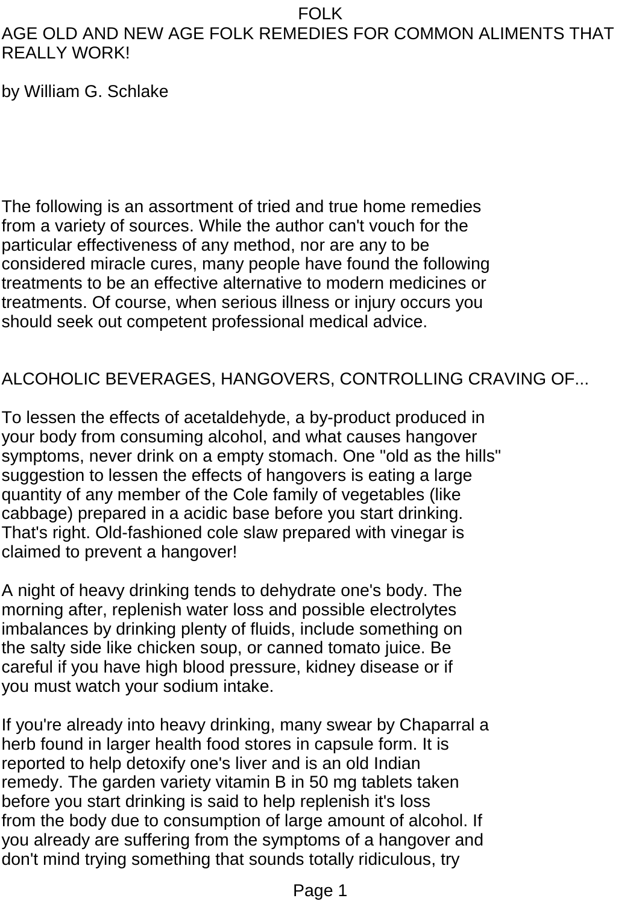# FOLK

## AGE OLD AND NEW AGE FOLK REMEDIES FOR COMMON ALIMENTS THAT REALLY WORK!

by William G. Schlake

The following is an assortment of tried and true home remedies from a variety of sources. While the author can't vouch for the particular effectiveness of any method, nor are any to be considered miracle cures, many people have found the following treatments to be an effective alternative to modern medicines or treatments. Of course, when serious illness or injury occurs you should seek out competent professional medical advice.

### ALCOHOLIC BEVERAGES, HANGOVERS, CONTROLLING CRAVING OF...

To lessen the effects of acetaldehyde, a by-product produced in your body from consuming alcohol, and what causes hangover symptoms, never drink on a empty stomach. One "old as the hills" suggestion to lessen the effects of hangovers is eating a large quantity of any member of the Cole family of vegetables (like cabbage) prepared in a acidic base before you start drinking. That's right. Old-fashioned cole slaw prepared with vinegar is claimed to prevent a hangover!

A night of heavy drinking tends to dehydrate one's body. The morning after, replenish water loss and possible electrolytes imbalances by drinking plenty of fluids, include something on the salty side like chicken soup, or canned tomato juice. Be careful if you have high blood pressure, kidney disease or if you must watch your sodium intake.

If you're already into heavy drinking, many swear by Chaparral a herb found in larger health food stores in capsule form. It is reported to help detoxify one's liver and is an old Indian remedy. The garden variety vitamin B in 50 mg tablets taken before you start drinking is said to help replenish it's loss from the body due to consumption of large amount of alcohol. If you already are suffering from the symptoms of a hangover and don't mind trying something that sounds totally ridiculous, try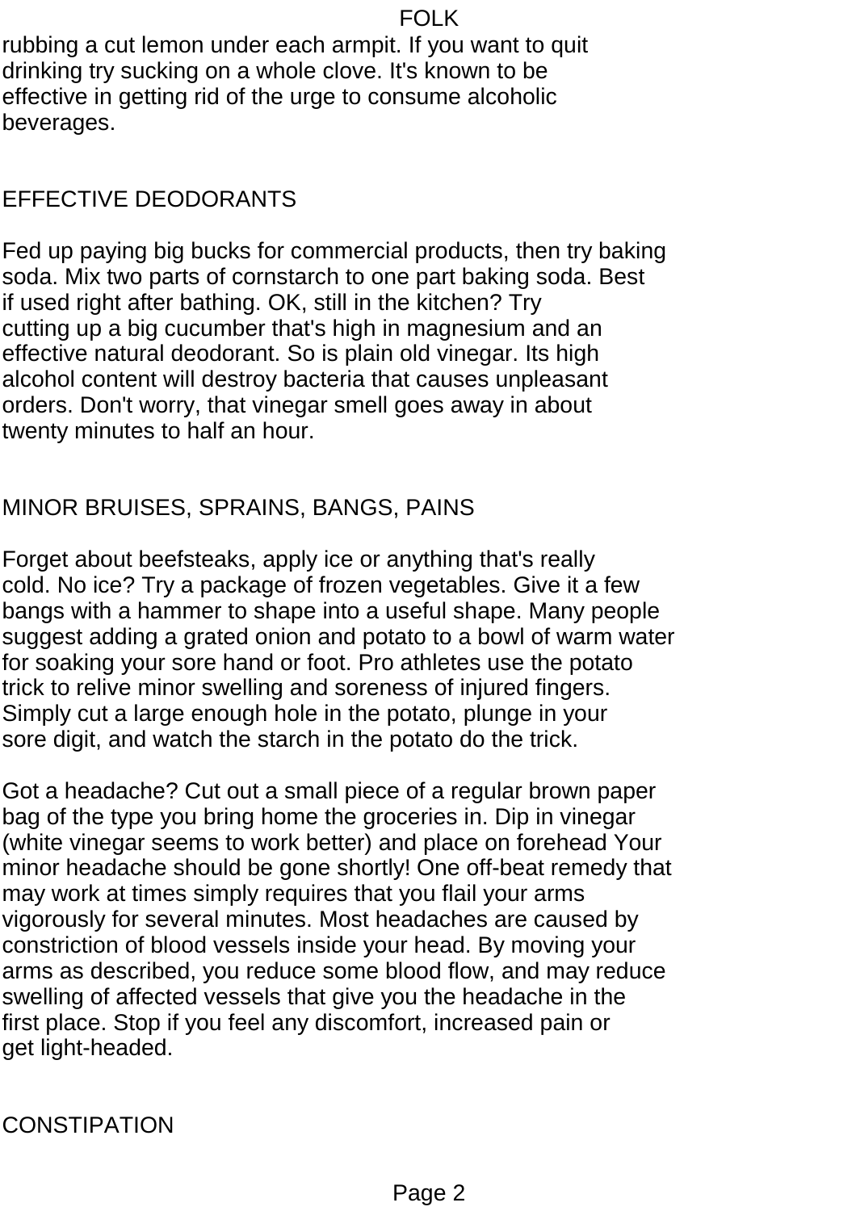rubbing a cut lemon under each armpit. If you want to quit drinking try sucking on a whole clove. It's known to be effective in getting rid of the urge to consume alcoholic beverages.

## EFFECTIVE DEODORANTS

Fed up paying big bucks for commercial products, then try baking soda. Mix two parts of cornstarch to one part baking soda. Best if used right after bathing. OK, still in the kitchen? Try cutting up a big cucumber that's high in magnesium and an effective natural deodorant. So is plain old vinegar. Its high alcohol content will destroy bacteria that causes unpleasant orders. Don't worry, that vinegar smell goes away in about twenty minutes to half an hour.

## MINOR BRUISES, SPRAINS, BANGS, PAINS

Forget about beefsteaks, apply ice or anything that's really cold. No ice? Try a package of frozen vegetables. Give it a few bangs with a hammer to shape into a useful shape. Many people suggest adding a grated onion and potato to a bowl of warm water for soaking your sore hand or foot. Pro athletes use the potato trick to relive minor swelling and soreness of injured fingers. Simply cut a large enough hole in the potato, plunge in your sore digit, and watch the starch in the potato do the trick.

Got a headache? Cut out a small piece of a regular brown paper bag of the type you bring home the groceries in. Dip in vinegar (white vinegar seems to work better) and place on forehead Your minor headache should be gone shortly! One off-beat remedy that may work at times simply requires that you flail your arms vigorously for several minutes. Most headaches are caused by constriction of blood vessels inside your head. By moving your arms as described, you reduce some blood flow, and may reduce swelling of affected vessels that give you the headache in the first place. Stop if you feel any discomfort, increased pain or get light-headed.

## CONSTIPATION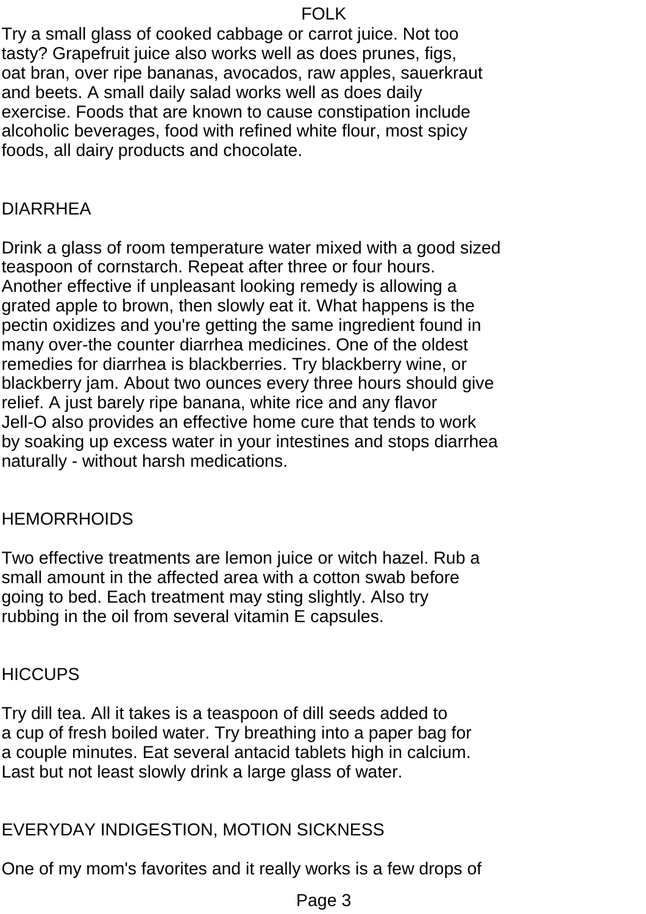Try a small glass of cooked cabbage or carrot juice. Not too tasty? Grapefruit juice also works well as does prunes, figs, oat bran, over ripe bananas, avocados, raw apples, sauerkraut and beets. A small daily salad works well as does daily exercise. Foods that are known to cause constipation include alcoholic beverages, food with refined white flour, most spicy foods, all dairy products and chocolate.

## DIARRHEA

Drink a glass of room temperature water mixed with a good sized teaspoon of cornstarch. Repeat after three or four hours. Another effective if unpleasant looking remedy is allowing a grated apple to brown, then slowly eat it. What happens is the pectin oxidizes and you're getting the same ingredient found in many over-the counter diarrhea medicines. One of the oldest remedies for diarrhea is blackberries. Try blackberry wine, or blackberry jam. About two ounces every three hours should give relief. A just barely ripe banana, white rice and any flavor Jell-O also provides an effective home cure that tends to work by soaking up excess water in your intestines and stops diarrhea naturally - without harsh medications.

## HEMORRHOIDS

Two effective treatments are lemon juice or witch hazel. Rub a small amount in the affected area with a cotton swab before going to bed. Each treatment may sting slightly. Also try rubbing in the oil from several vitamin E capsules.

## HICCUPS

Try dill tea. All it takes is a teaspoon of dill seeds added to a cup of fresh boiled water. Try breathing into a paper bag for a couple minutes. Eat several antacid tablets high in calcium. Last but not least slowly drink a large glass of water.

## EVERYDAY INDIGESTION, MOTION SICKNESS

One of my mom's favorites and it really works is a few drops of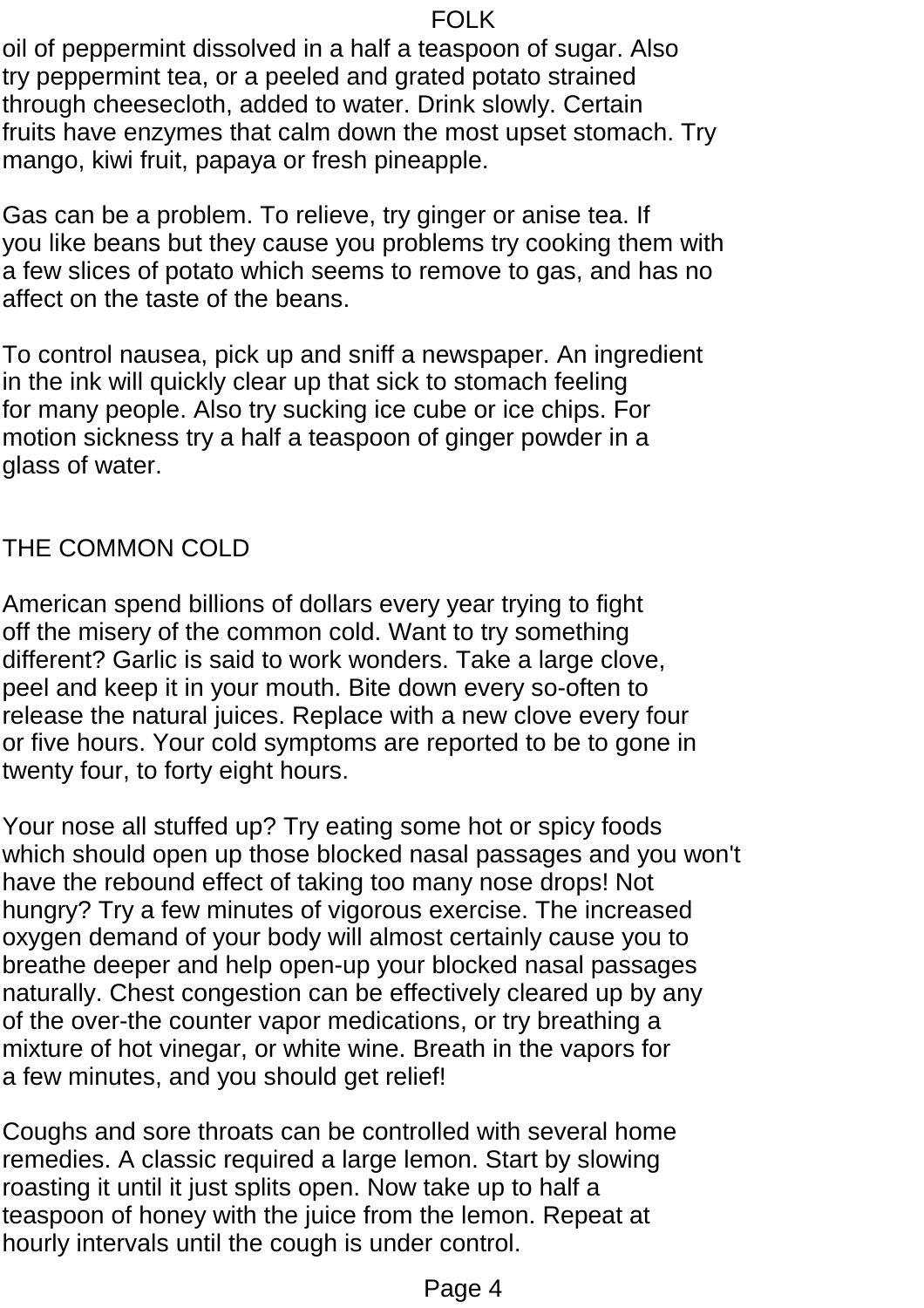oil of peppermint dissolved in a half a teaspoon of sugar. Also try peppermint tea, or a peeled and grated potato strained through cheesecloth, added to water. Drink slowly. Certain fruits have enzymes that calm down the most upset stomach. Try mango, kiwi fruit, papaya or fresh pineapple.

Gas can be a problem. To relieve, try ginger or anise tea. If you like beans but they cause you problems try cooking them with a few slices of potato which seems to remove to gas, and has no affect on the taste of the beans.

To control nausea, pick up and sniff a newspaper. An ingredient in the ink will quickly clear up that sick to stomach feeling for many people. Also try sucking ice cube or ice chips. For motion sickness try a half a teaspoon of ginger powder in a glass of water.

## THE COMMON COLD

American spend billions of dollars every year trying to fight off the misery of the common cold. Want to try something different? Garlic is said to work wonders. Take a large clove, peel and keep it in your mouth. Bite down every so-often to release the natural juices. Replace with a new clove every four or five hours. Your cold symptoms are reported to be to gone in twenty four, to forty eight hours.

Your nose all stuffed up? Try eating some hot or spicy foods which should open up those blocked nasal passages and you won't have the rebound effect of taking too many nose drops! Not hungry? Try a few minutes of vigorous exercise. The increased oxygen demand of your body will almost certainly cause you to breathe deeper and help open-up your blocked nasal passages naturally. Chest congestion can be effectively cleared up by any of the over-the counter vapor medications, or try breathing a mixture of hot vinegar, or white wine. Breath in the vapors for a few minutes, and you should get relief!

Coughs and sore throats can be controlled with several home remedies. A classic required a large lemon. Start by slowing roasting it until it just splits open. Now take up to half a teaspoon of honey with the juice from the lemon. Repeat at hourly intervals until the cough is under control.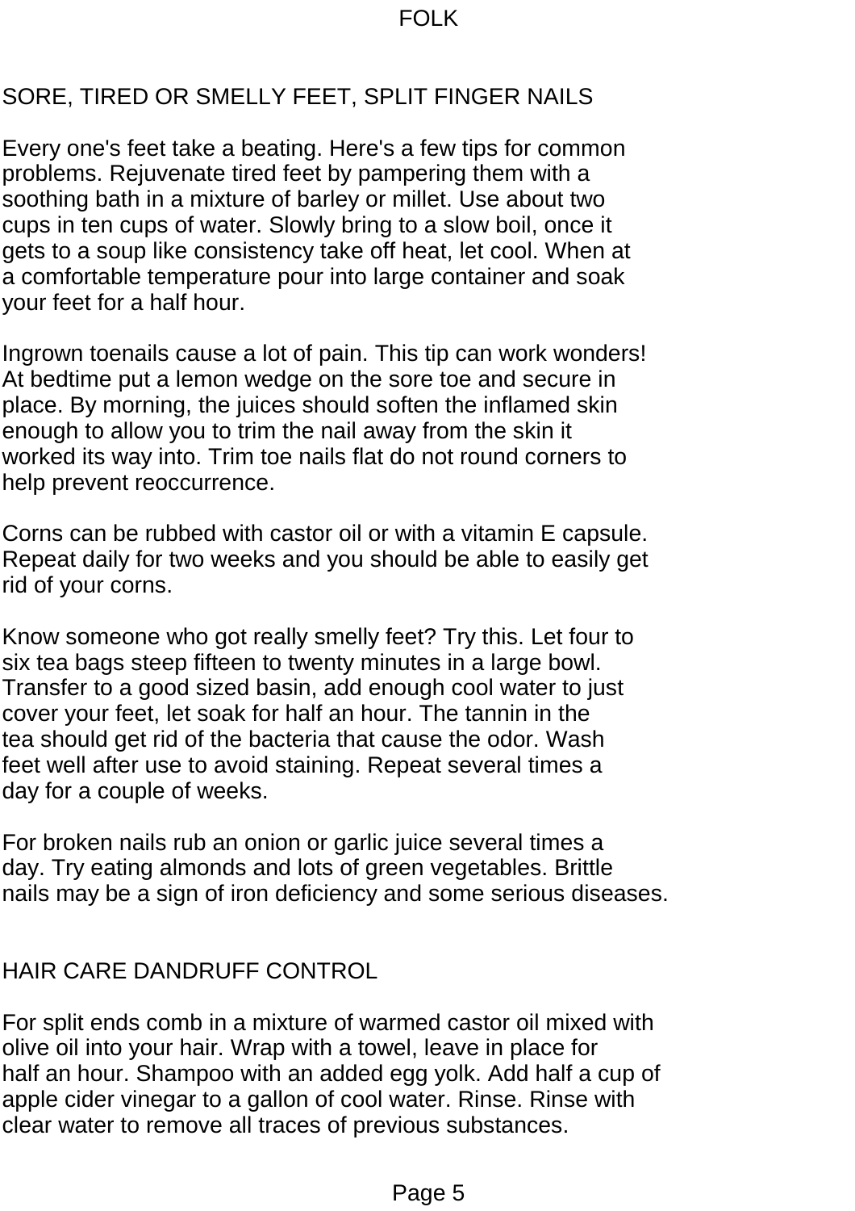## SORE, TIRED OR SMELLY FEET, SPLIT FINGER NAILS

Every one's feet take a beating. Here's a few tips for common problems. Rejuvenate tired feet by pampering them with a soothing bath in a mixture of barley or millet. Use about two cups in ten cups of water. Slowly bring to a slow boil, once it gets to a soup like consistency take off heat, let cool. When at a comfortable temperature pour into large container and soak your feet for a half hour.

Ingrown toenails cause a lot of pain. This tip can work wonders! At bedtime put a lemon wedge on the sore toe and secure in place. By morning, the juices should soften the inflamed skin enough to allow you to trim the nail away from the skin it worked its way into. Trim toe nails flat do not round corners to help prevent reoccurrence.

Corns can be rubbed with castor oil or with a vitamin E capsule. Repeat daily for two weeks and you should be able to easily get rid of your corns.

Know someone who got really smelly feet? Try this. Let four to six tea bags steep fifteen to twenty minutes in a large bowl. Transfer to a good sized basin, add enough cool water to just cover your feet, let soak for half an hour. The tannin in the tea should get rid of the bacteria that cause the odor. Wash feet well after use to avoid staining. Repeat several times a day for a couple of weeks.

For broken nails rub an onion or garlic juice several times a day. Try eating almonds and lots of green vegetables. Brittle nails may be a sign of iron deficiency and some serious diseases.

## HAIR CARE DANDRUFF CONTROL

For split ends comb in a mixture of warmed castor oil mixed with olive oil into your hair. Wrap with a towel, leave in place for half an hour. Shampoo with an added egg yolk. Add half a cup of apple cider vinegar to a gallon of cool water. Rinse. Rinse with clear water to remove all traces of previous substances.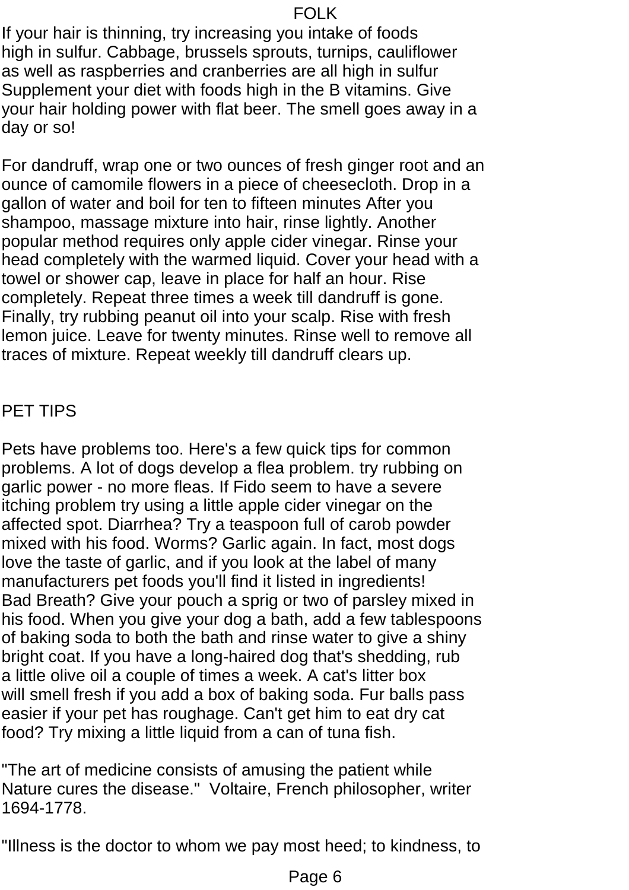If your hair is thinning, try increasing you intake of foods high in sulfur. Cabbage, brussels sprouts, turnips, cauliflower as well as raspberries and cranberries are all high in sulfur Supplement your diet with foods high in the B vitamins. Give your hair holding power with flat beer. The smell goes away in a day or so!

For dandruff, wrap one or two ounces of fresh ginger root and an ounce of camomile flowers in a piece of cheesecloth. Drop in a gallon of water and boil for ten to fifteen minutes After you shampoo, massage mixture into hair, rinse lightly. Another popular method requires only apple cider vinegar. Rinse your head completely with the warmed liquid. Cover your head with a towel or shower cap, leave in place for half an hour. Rise completely. Repeat three times a week till dandruff is gone. Finally, try rubbing peanut oil into your scalp. Rise with fresh lemon juice. Leave for twenty minutes. Rinse well to remove all traces of mixture. Repeat weekly till dandruff clears up.

## PET TIPS

Pets have problems too. Here's a few quick tips for common problems. A lot of dogs develop a flea problem. try rubbing on garlic power - no more fleas. If Fido seem to have a severe itching problem try using a little apple cider vinegar on the affected spot. Diarrhea? Try a teaspoon full of carob powder mixed with his food. Worms? Garlic again. In fact, most dogs love the taste of garlic, and if you look at the label of many manufacturers pet foods you'll find it listed in ingredients! Bad Breath? Give your pouch a sprig or two of parsley mixed in his food. When you give your dog a bath, add a few tablespoons of baking soda to both the bath and rinse water to give a shiny bright coat. If you have a long-haired dog that's shedding, rub a little olive oil a couple of times a week. A cat's litter box will smell fresh if you add a box of baking soda. Fur balls pass easier if your pet has roughage. Can't get him to eat dry cat food? Try mixing a little liquid from a can of tuna fish.

"The art of medicine consists of amusing the patient while Nature cures the disease." Voltaire, French philosopher, writer 1694-1778.

"Illness is the doctor to whom we pay most heed; to kindness, to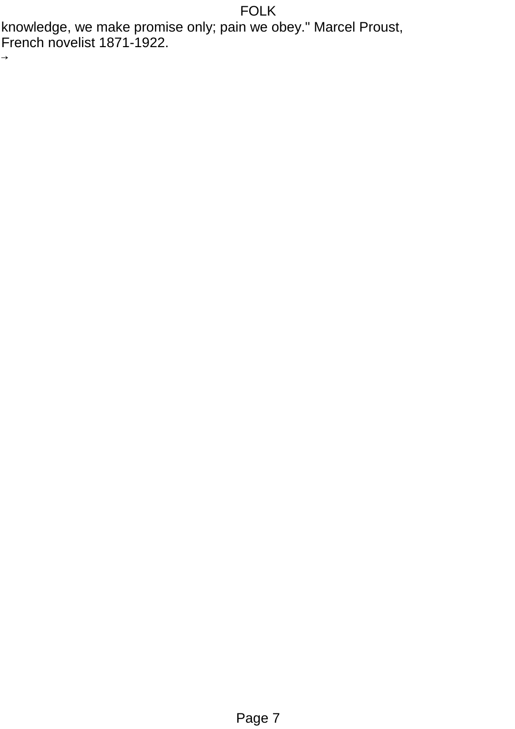knowledge, we make promise only; pain we obey." Marcel Proust, French novelist 1871-1922.

→